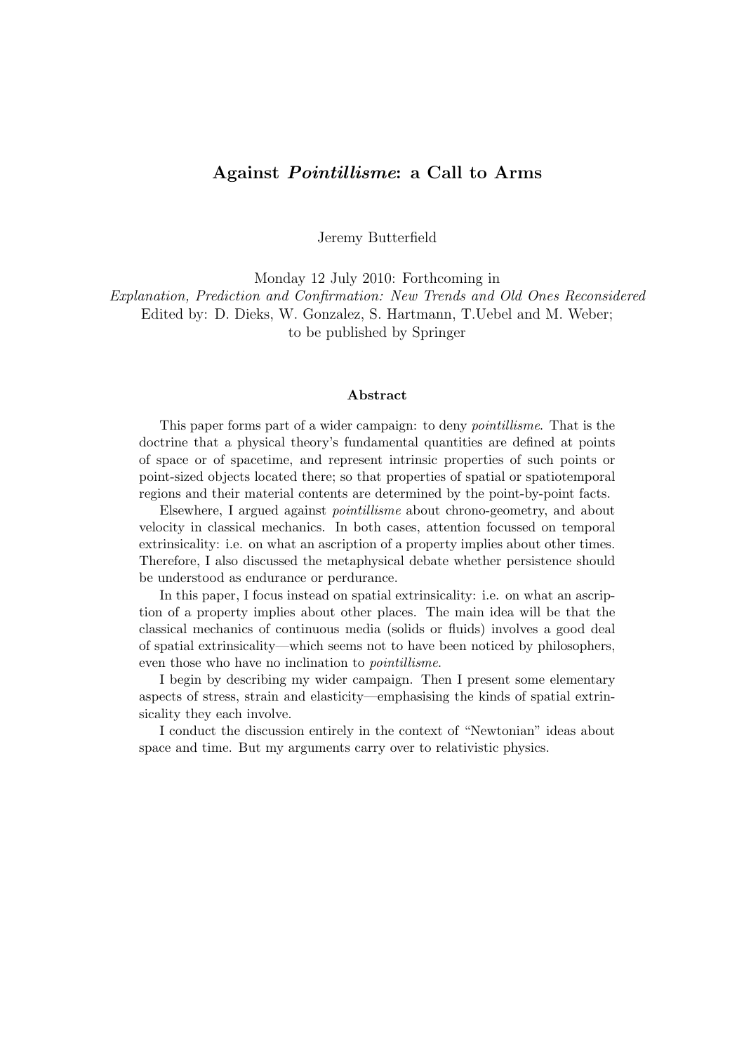# Against *Pointillisme*: a Call to Arms

Jeremy Butterfield

Monday 12 July 2010: Forthcoming in
*Explanation, Prediction and Confirmation: New Trends and Old Ones Reconsidered*
Edited by: D. Dieks, W. Gonzalez, S. Hartmann, T.Uebel and M. Weber;
to be published by Springer

### Abstract

This paper forms part of a wider campaign: to deny *pointillisme*. That is the doctrine that a physical theory's fundamental quantities are defined at points of space or of spacetime, and represent intrinsic properties of such points or point-sized objects located there; so that properties of spatial or spatiotemporal regions and their material contents are determined by the point-by-point facts.

Elsewhere, I argued against *pointillisme* about chrono-geometry, and about velocity in classical mechanics. In both cases, attention focussed on temporal extrinsicality: i.e. on what an ascription of a property implies about other times. Therefore, I also discussed the metaphysical debate whether persistence should be understood as endurance or perdurance.

In this paper, I focus instead on spatial extrinsicality: i.e. on what an ascription of a property implies about other places. The main idea will be that the classical mechanics of continuous media (solids or fluids) involves a good deal of spatial extrinsicality—which seems not to have been noticed by philosophers, even those who have no inclination to *pointillisme*.

I begin by describing my wider campaign. Then I present some elementary aspects of stress, strain and elasticity—emphasising the kinds of spatial extrinsicality they each involve.

I conduct the discussion entirely in the context of "Newtonian" ideas about space and time. But my arguments carry over to relativistic physics.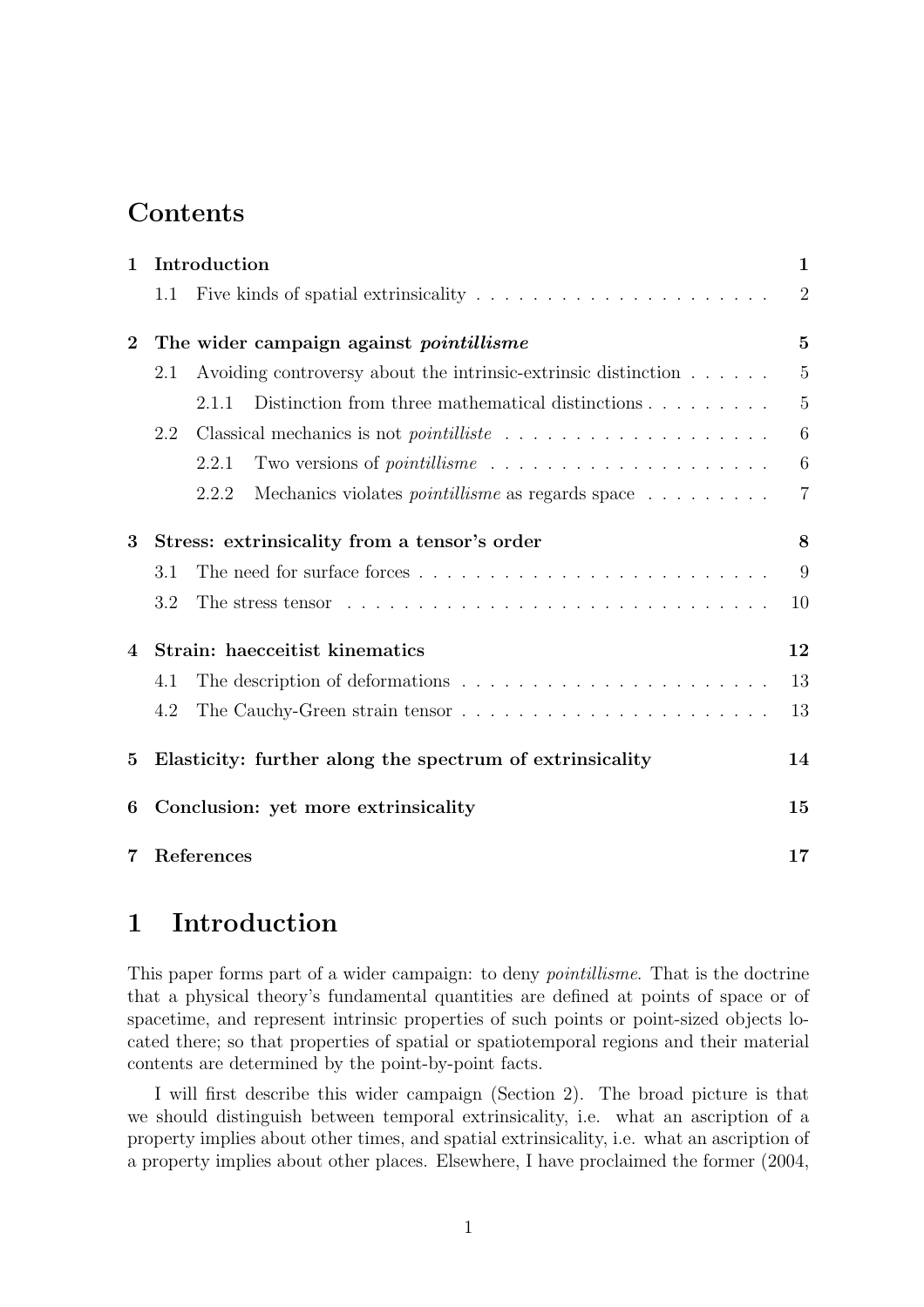# Contents

| | | |
|---|---|---|
| **1** | **Introduction** | **1** |
| | 1.1 Five kinds of spatial extrinsicality | 2 |
| **2** | **The wider campaign against *pointillisme*** | **5** |
| | 2.1 Avoiding controversy about the intrinsic-extrinsic distinction | 5 |
| | 2.1.1 Distinction from three mathematical distinctions | 5 |
| | 2.2 Classical mechanics is not *pointilliste* | 6 |
| | 2.2.1 Two versions of *pointillisme* | 6 |
| | 2.2.2 Mechanics violates *pointillisme* as regards space | 7 |
| **3** | **Stress: extrinsicality from a tensor's order** | **8** |
| | 3.1 The need for surface forces | 9 |
| | 3.2 The stress tensor | 10 |
| **4** | **Strain: haecceitist kinematics** | **12** |
| | 4.1 The description of deformations | 13 |
| | 4.2 The Cauchy-Green strain tensor | 13 |
| **5** | **Elasticity: further along the spectrum of extrinsicality** | **14** |
| **6** | **Conclusion: yet more extrinsicality** | **15** |
| **7** | **References** | **17** |

# 1 Introduction

This paper forms part of a wider campaign: to deny *pointillisme*. That is the doctrine that a physical theory's fundamental quantities are defined at points of space or of spacetime, and represent intrinsic properties of such points or point-sized objects located there; so that properties of spatial or spatiotemporal regions and their material contents are determined by the point-by-point facts.

I will first describe this wider campaign (Section 2). The broad picture is that we should distinguish between temporal extrinsicality, i.e. what an ascription of a property implies about other times, and spatial extrinsicality, i.e. what an ascription of a property implies about other places. Elsewhere, I have proclaimed the former (2004,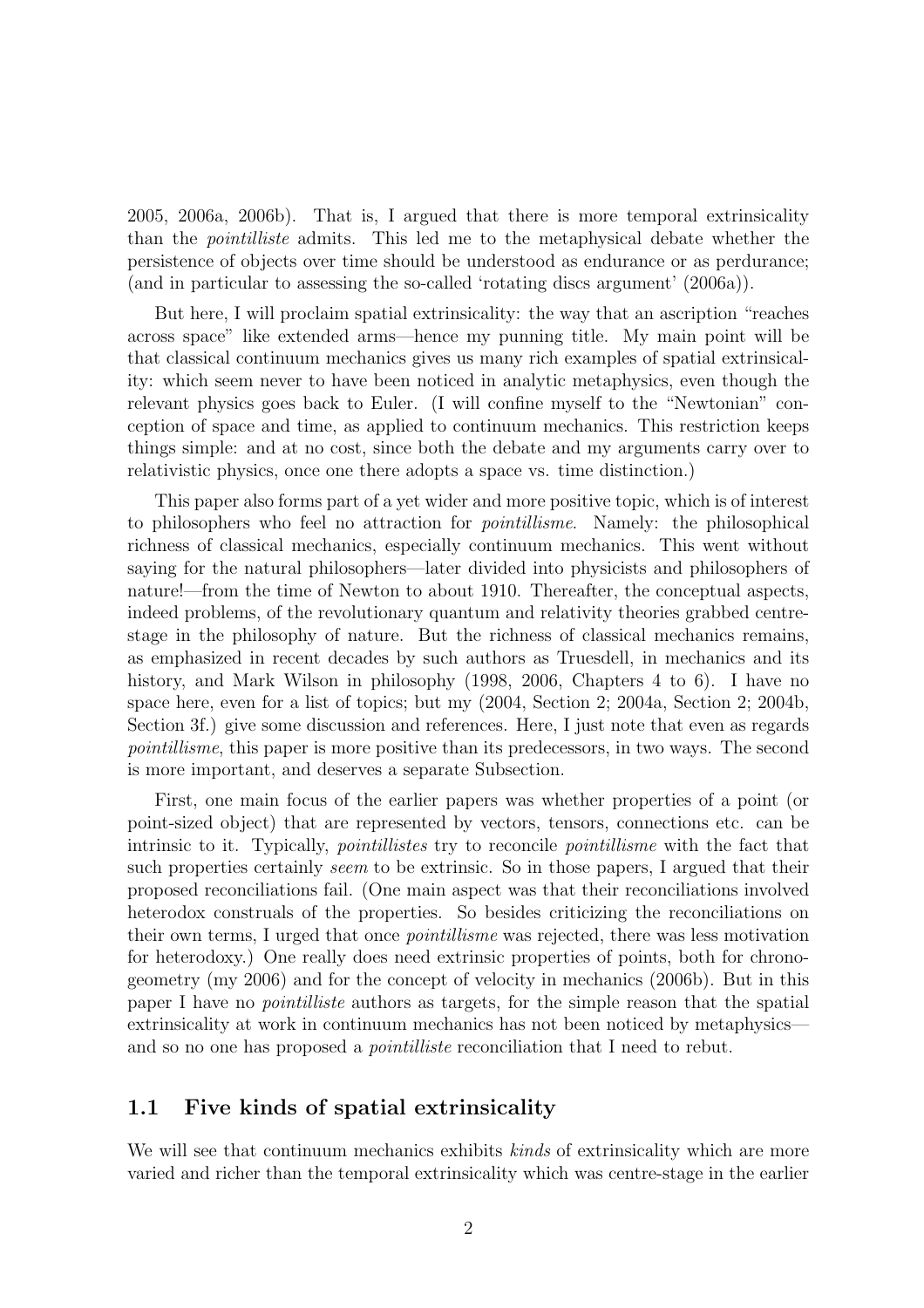2005, 2006a, 2006b). That is, I argued that there is more temporal extrinsicality than the *pointilliste* admits. This led me to the metaphysical debate whether the persistence of objects over time should be understood as endurance or as perdurance; (and in particular to assessing the so-called 'rotating discs argument' (2006a)).

But here, I will proclaim spatial extrinsicality: the way that an ascription "reaches across space" like extended arms—hence my punning title. My main point will be that classical continuum mechanics gives us many rich examples of spatial extrinsicality: which seem never to have been noticed in analytic metaphysics, even though the relevant physics goes back to Euler. (I will confine myself to the "Newtonian" conception of space and time, as applied to continuum mechanics. This restriction keeps things simple: and at no cost, since both the debate and my arguments carry over to relativistic physics, once one there adopts a space vs. time distinction.)

This paper also forms part of a yet wider and more positive topic, which is of interest to philosophers who feel no attraction for *pointillisme*. Namely: the philosophical richness of classical mechanics, especially continuum mechanics. This went without saying for the natural philosophers—later divided into physicists and philosophers of nature!—from the time of Newton to about 1910. Thereafter, the conceptual aspects, indeed problems, of the revolutionary quantum and relativity theories grabbed centre-stage in the philosophy of nature. But the richness of classical mechanics remains, as emphasized in recent decades by such authors as Truesdell, in mechanics and its history, and Mark Wilson in philosophy (1998, 2006, Chapters 4 to 6). I have no space here, even for a list of topics; but my (2004, Section 2; 2004a, Section 2; 2004b, Section 3f.) give some discussion and references. Here, I just note that even as regards *pointillisme*, this paper is more positive than its predecessors, in two ways. The second is more important, and deserves a separate Subsection.

First, one main focus of the earlier papers was whether properties of a point (or point-sized object) that are represented by vectors, tensors, connections etc. can be intrinsic to it. Typically, *pointillistes* try to reconcile *pointillisme* with the fact that such properties certainly *seem* to be extrinsic. So in those papers, I argued that their proposed reconciliations fail. (One main aspect was that their reconciliations involved heterodox construals of the properties. So besides criticizing the reconciliations on their own terms, I urged that once *pointillisme* was rejected, there was less motivation for heterodoxy.) One really does need extrinsic properties of points, both for chronogeometry (my 2006) and for the concept of velocity in mechanics (2006b). But in this paper I have no *pointilliste* authors as targets, for the simple reason that the spatial extrinsicality at work in continuum mechanics has not been noticed by metaphysics—and so no one has proposed a *pointilliste* reconciliation that I need to rebut.

## 1.1 Five kinds of spatial extrinsicality

We will see that continuum mechanics exhibits *kinds* of extrinsicality which are more varied and richer than the temporal extrinsicality which was centre-stage in the earlier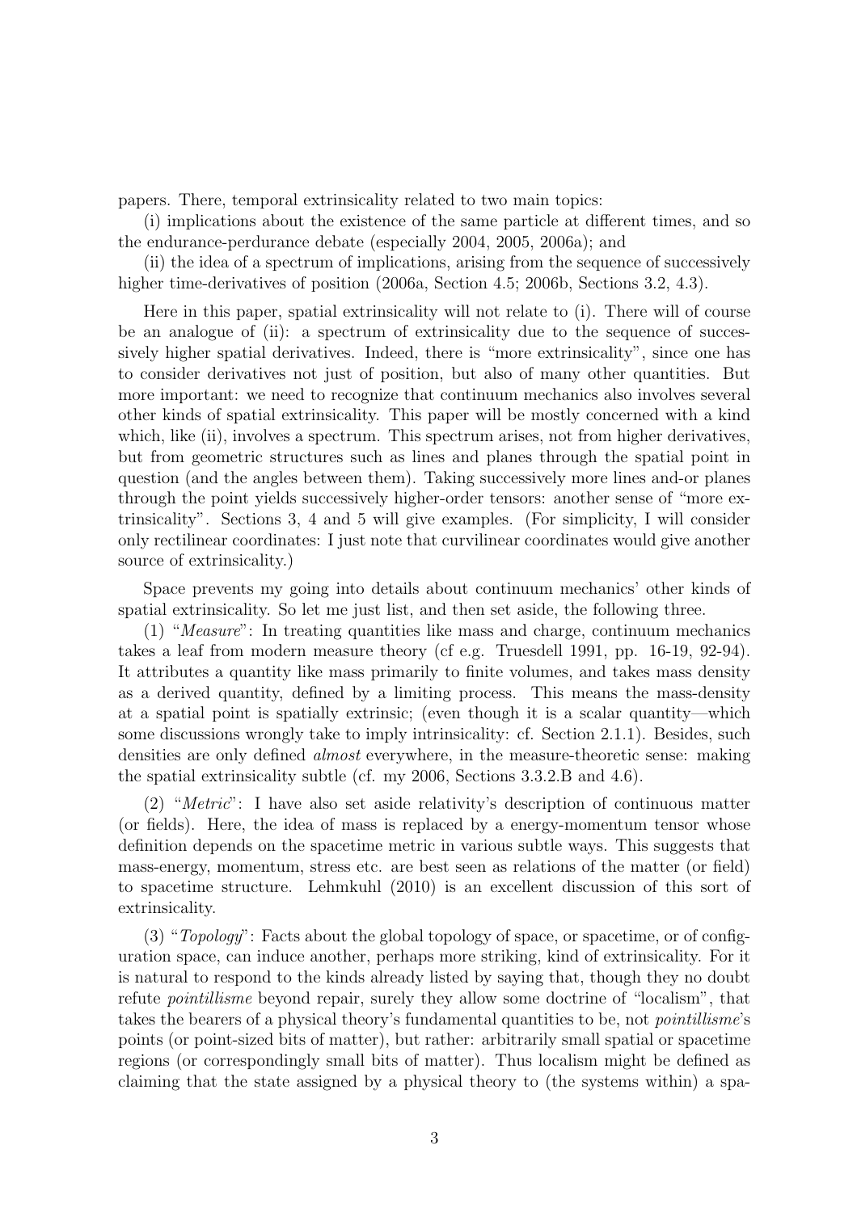papers. There, temporal extrinsicality related to two main topics:

(i) implications about the existence of the same particle at different times, and so the endurance-perdurance debate (especially 2004, 2005, 2006a); and

(ii) the idea of a spectrum of implications, arising from the sequence of successively higher time-derivatives of position (2006a, Section 4.5; 2006b, Sections 3.2, 4.3).

Here in this paper, spatial extrinsicality will not relate to (i). There will of course be an analogue of (ii): a spectrum of extrinsicality due to the sequence of successively higher spatial derivatives. Indeed, there is "more extrinsicality", since one has to consider derivatives not just of position, but also of many other quantities. But more important: we need to recognize that continuum mechanics also involves several other kinds of spatial extrinsicality. This paper will be mostly concerned with a kind which, like (ii), involves a spectrum. This spectrum arises, not from higher derivatives, but from geometric structures such as lines and planes through the spatial point in question (and the angles between them). Taking successively more lines and-or planes through the point yields successively higher-order tensors: another sense of "more extrinsicality". Sections 3, 4 and 5 will give examples. (For simplicity, I will consider only rectilinear coordinates: I just note that curvilinear coordinates would give another source of extrinsicality.)

Space prevents my going into details about continuum mechanics' other kinds of spatial extrinsicality. So let me just list, and then set aside, the following three.

(1) "*Measure*": In treating quantities like mass and charge, continuum mechanics takes a leaf from modern measure theory (cf e.g. Truesdell 1991, pp. 16-19, 92-94). It attributes a quantity like mass primarily to finite volumes, and takes mass density as a derived quantity, defined by a limiting process. This means the mass-density at a spatial point is spatially extrinsic; (even though it is a scalar quantity—which some discussions wrongly take to imply intrinsicality: cf. Section 2.1.1). Besides, such densities are only defined *almost* everywhere, in the measure-theoretic sense: making the spatial extrinsicality subtle (cf. my 2006, Sections 3.3.2.B and 4.6).

(2) "*Metric*": I have also set aside relativity's description of continuous matter (or fields). Here, the idea of mass is replaced by a energy-momentum tensor whose definition depends on the spacetime metric in various subtle ways. This suggests that mass-energy, momentum, stress etc. are best seen as relations of the matter (or field) to spacetime structure. Lehmkuhl (2010) is an excellent discussion of this sort of extrinsicality.

(3) "*Topology*": Facts about the global topology of space, or spacetime, or of configuration space, can induce another, perhaps more striking, kind of extrinsicality. For it is natural to respond to the kinds already listed by saying that, though they no doubt refute *pointillisme* beyond repair, surely they allow some doctrine of "localism", that takes the bearers of a physical theory's fundamental quantities to be, not *pointillisme*'s points (or point-sized bits of matter), but rather: arbitrarily small spatial or spacetime regions (or correspondingly small bits of matter). Thus localism might be defined as claiming that the state assigned by a physical theory to (the systems within) a spa-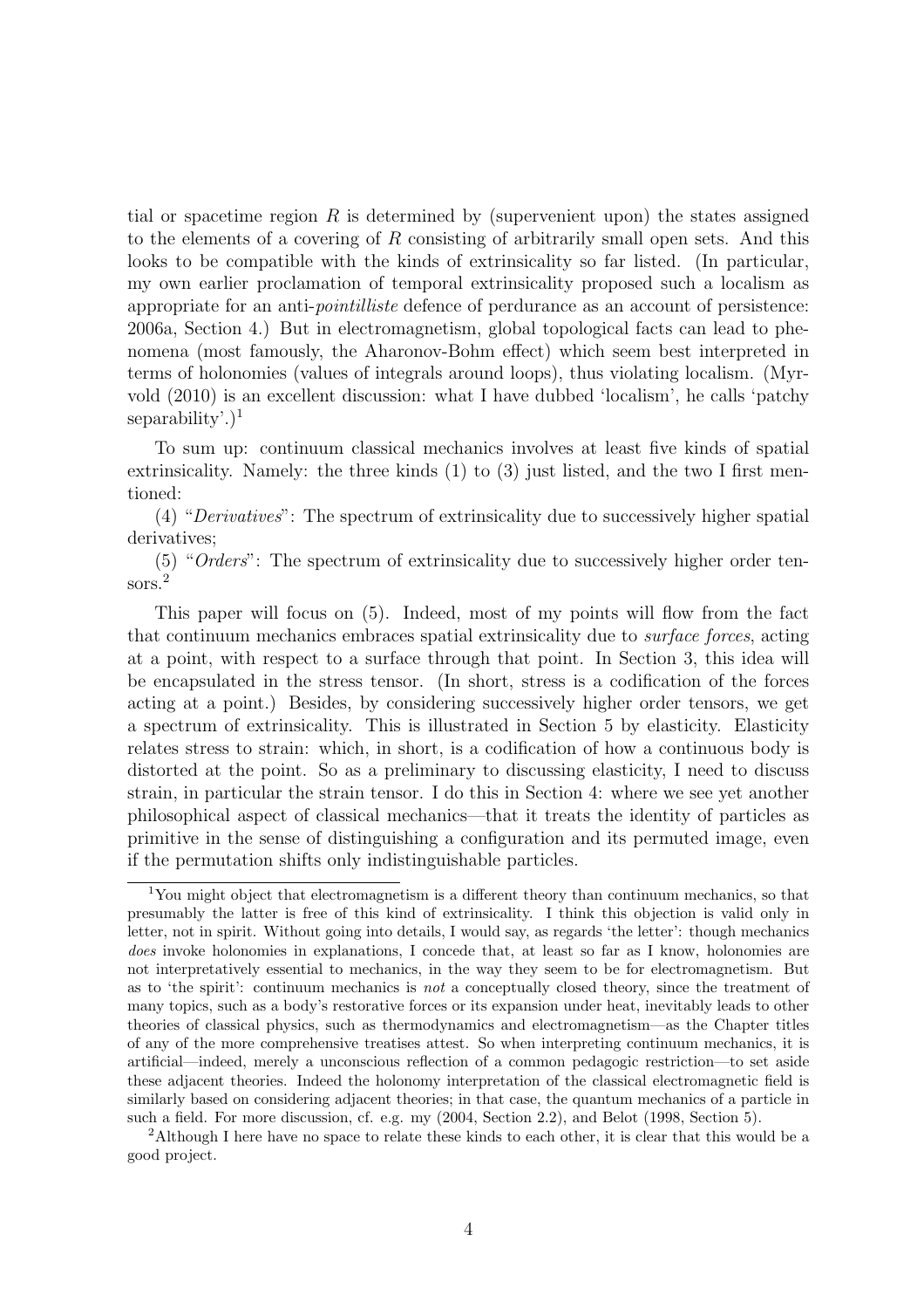tial or spacetime region $R$ is determined by (supervenient upon) the states assigned to the elements of a covering of $R$ consisting of arbitrarily small open sets. And this looks to be compatible with the kinds of extrinsicality so far listed. (In particular, my own earlier proclamation of temporal extrinsicality proposed such a localism as appropriate for an anti-*pointilliste* defence of perdurance as an account of persistence: 2006a, Section 4.) But in electromagnetism, global topological facts can lead to phenomena (most famously, the Aharonov-Bohm effect) which seem best interpreted in terms of holonomies (values of integrals around loops), thus violating localism. (Myrvold (2010) is an excellent discussion: what I have dubbed 'localism', he calls 'patchy separability'.)[1]

To sum up: continuum classical mechanics involves at least five kinds of spatial extrinsicality. Namely: the three kinds (1) to (3) just listed, and the two I first mentioned:

(4) "*Derivatives*": The spectrum of extrinsicality due to successively higher spatial derivatives;

(5) "*Orders*": The spectrum of extrinsicality due to successively higher order tensors.[2]

This paper will focus on (5). Indeed, most of my points will flow from the fact that continuum mechanics embraces spatial extrinsicality due to *surface forces*, acting at a point, with respect to a surface through that point. In Section 3, this idea will be encapsulated in the stress tensor. (In short, stress is a codification of the forces acting at a point.) Besides, by considering successively higher order tensors, we get a spectrum of extrinsicality. This is illustrated in Section 5 by elasticity. Elasticity relates stress to strain: which, in short, is a codification of how a continuous body is distorted at the point. So as a preliminary to discussing elasticity, I need to discuss strain, in particular the strain tensor. I do this in Section 4: where we see yet another philosophical aspect of classical mechanics—that it treats the identity of particles as primitive in the sense of distinguishing a configuration and its permuted image, even if the permutation shifts only indistinguishable particles.

---

[1] You might object that electromagnetism is a different theory than continuum mechanics, so that presumably the latter is free of this kind of extrinsicality. I think this objection is valid only in letter, not in spirit. Without going into details, I would say, as regards 'the letter': though mechanics *does* invoke holonomies in explanations, I concede that, at least so far as I know, holonomies are not interpretatively essential to mechanics, in the way they seem to be for electromagnetism. But as to 'the spirit': continuum mechanics is *not* a conceptually closed theory, since the treatment of many topics, such as a body's restorative forces or its expansion under heat, inevitably leads to other theories of classical physics, such as thermodynamics and electromagnetism—as the Chapter titles of any of the more comprehensive treatises attest. So when interpreting continuum mechanics, it is artificial—indeed, merely a unconscious reflection of a common pedagogic restriction—to set aside these adjacent theories. Indeed the holonomy interpretation of the classical electromagnetic field is similarly based on considering adjacent theories; in that case, the quantum mechanics of a particle in such a field. For more discussion, cf. e.g. my (2004, Section 2.2), and Belot (1998, Section 5).

[2] Although I here have no space to relate these kinds to each other, it is clear that this would be a good project.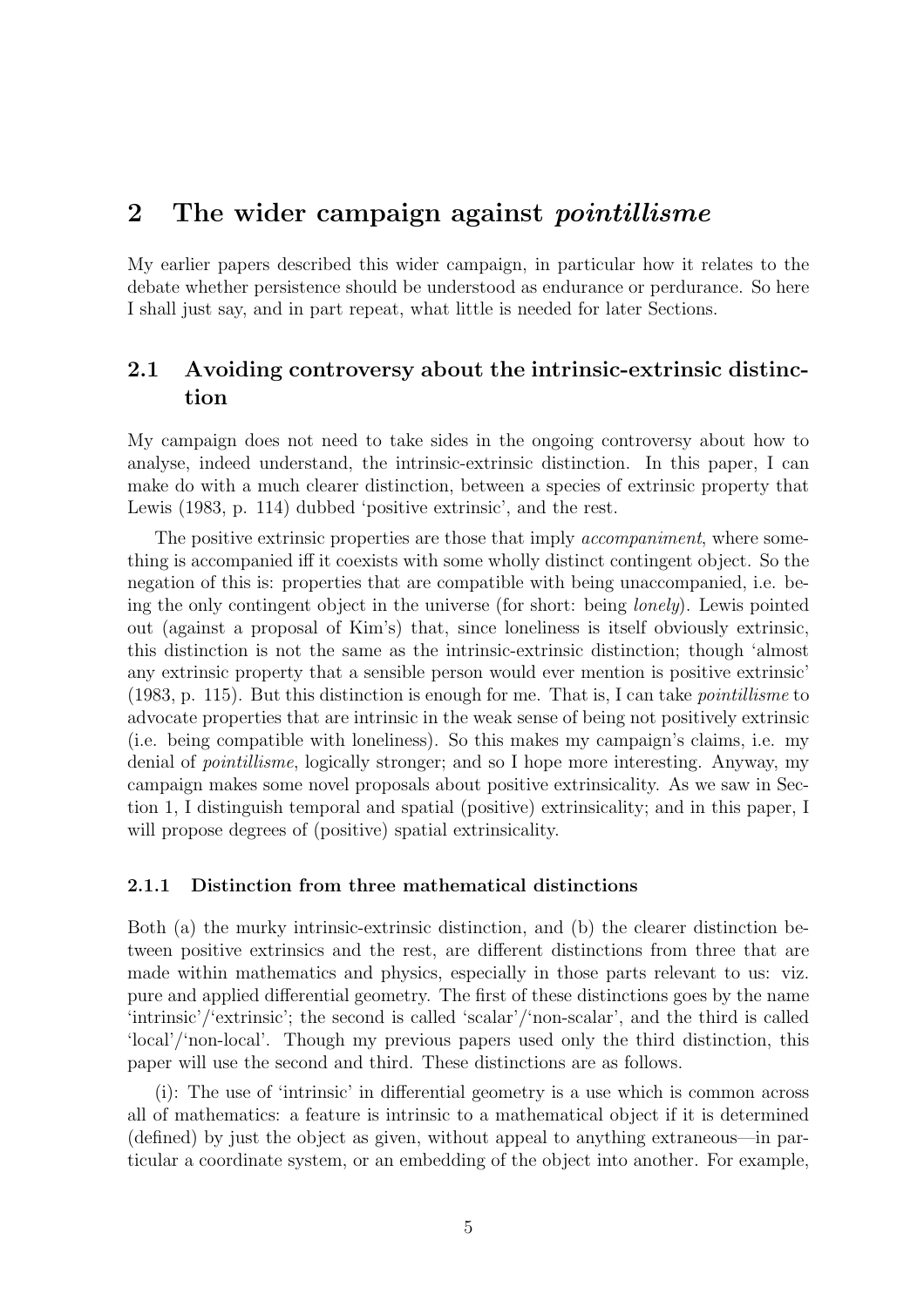# 2 The wider campaign against *pointillisme*

My earlier papers described this wider campaign, in particular how it relates to the debate whether persistence should be understood as endurance or perdurance. So here I shall just say, and in part repeat, what little is needed for later Sections.

## 2.1 Avoiding controversy about the intrinsic-extrinsic distinction

My campaign does not need to take sides in the ongoing controversy about how to analyse, indeed understand, the intrinsic-extrinsic distinction. In this paper, I can make do with a much clearer distinction, between a species of extrinsic property that Lewis (1983, p. 114) dubbed 'positive extrinsic', and the rest.

The positive extrinsic properties are those that imply *accompaniment*, where something is accompanied iff it coexists with some wholly distinct contingent object. So the negation of this is: properties that are compatible with being unaccompanied, i.e. being the only contingent object in the universe (for short: being *lonely*). Lewis pointed out (against a proposal of Kim's) that, since loneliness is itself obviously extrinsic, this distinction is not the same as the intrinsic-extrinsic distinction; though 'almost any extrinsic property that a sensible person would ever mention is positive extrinsic' (1983, p. 115). But this distinction is enough for me. That is, I can take *pointillisme* to advocate properties that are intrinsic in the weak sense of being not positively extrinsic (i.e. being compatible with loneliness). So this makes my campaign's claims, i.e. my denial of *pointillisme*, logically stronger; and so I hope more interesting. Anyway, my campaign makes some novel proposals about positive extrinsicality. As we saw in Section 1, I distinguish temporal and spatial (positive) extrinsicality; and in this paper, I will propose degrees of (positive) spatial extrinsicality.

### 2.1.1 Distinction from three mathematical distinctions

Both (a) the murky intrinsic-extrinsic distinction, and (b) the clearer distinction between positive extrinsics and the rest, are different distinctions from three that are made within mathematics and physics, especially in those parts relevant to us: viz. pure and applied differential geometry. The first of these distinctions goes by the name 'intrinsic'/'extrinsic'; the second is called 'scalar'/'non-scalar', and the third is called 'local'/'non-local'. Though my previous papers used only the third distinction, this paper will use the second and third. These distinctions are as follows.

(i): The use of 'intrinsic' in differential geometry is a use which is common across all of mathematics: a feature is intrinsic to a mathematical object if it is determined (defined) by just the object as given, without appeal to anything extraneous—in particular a coordinate system, or an embedding of the object into another. For example,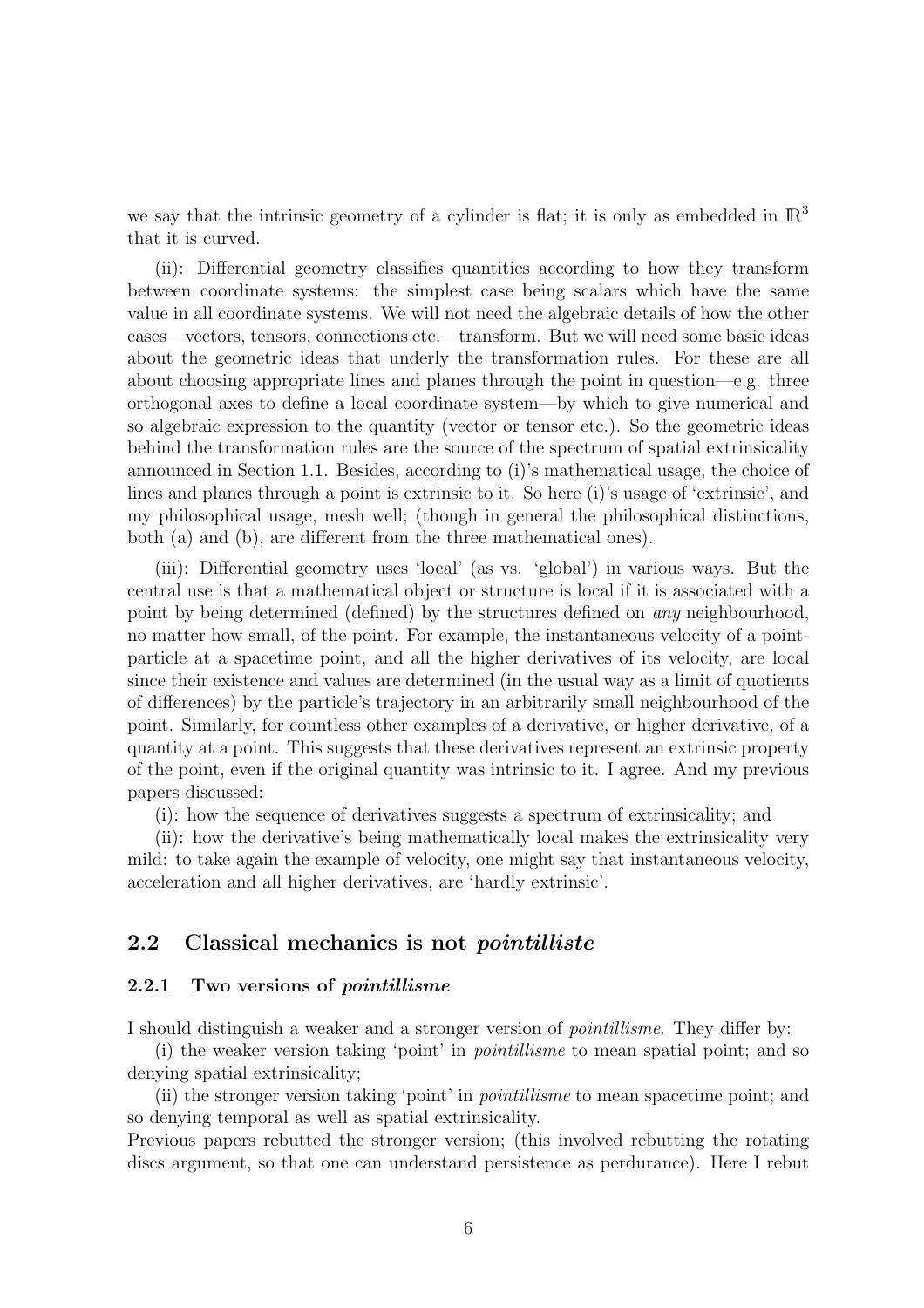we say that the intrinsic geometry of a cylinder is flat; it is only as embedded in $\mathbb{R}^3$ that it is curved.

(ii): Differential geometry classifies quantities according to how they transform between coordinate systems: the simplest case being scalars which have the same value in all coordinate systems. We will not need the algebraic details of how the other cases—vectors, tensors, connections etc.—transform. But we will need some basic ideas about the geometric ideas that underly the transformation rules. For these are all about choosing appropriate lines and planes through the point in question—e.g. three orthogonal axes to define a local coordinate system—by which to give numerical and so algebraic expression to the quantity (vector or tensor etc.). So the geometric ideas behind the transformation rules are the source of the spectrum of spatial extrinsicality announced in Section 1.1. Besides, according to (i)'s mathematical usage, the choice of lines and planes through a point is extrinsic to it. So here (i)'s usage of 'extrinsic', and my philosophical usage, mesh well; (though in general the philosophical distinctions, both (a) and (b), are different from the three mathematical ones).

(iii): Differential geometry uses 'local' (as vs. 'global') in various ways. But the central use is that a mathematical object or structure is local if it is associated with a point by being determined (defined) by the structures defined on *any* neighbourhood, no matter how small, of the point. For example, the instantaneous velocity of a point-particle at a spacetime point, and all the higher derivatives of its velocity, are local since their existence and values are determined (in the usual way as a limit of quotients of differences) by the particle's trajectory in an arbitrarily small neighbourhood of the point. Similarly, for countless other examples of a derivative, or higher derivative, of a quantity at a point. This suggests that these derivatives represent an extrinsic property of the point, even if the original quantity was intrinsic to it. I agree. And my previous papers discussed:

(i): how the sequence of derivatives suggests a spectrum of extrinsicality; and

(ii): how the derivative's being mathematically local makes the extrinsicality very mild: to take again the example of velocity, one might say that instantaneous velocity, acceleration and all higher derivatives, are 'hardly extrinsic'.

## 2.2 Classical mechanics is not *pointilliste*

### 2.2.1 Two versions of *pointillisme*

I should distinguish a weaker and a stronger version of *pointillisme*. They differ by:

(i) the weaker version taking 'point' in *pointillisme* to mean spatial point; and so denying spatial extrinsicality;

(ii) the stronger version taking 'point' in *pointillisme* to mean spacetime point; and so denying temporal as well as spatial extrinsicality.

Previous papers rebutted the stronger version; (this involved rebutting the rotating discs argument, so that one can understand persistence as perdurance). Here I rebut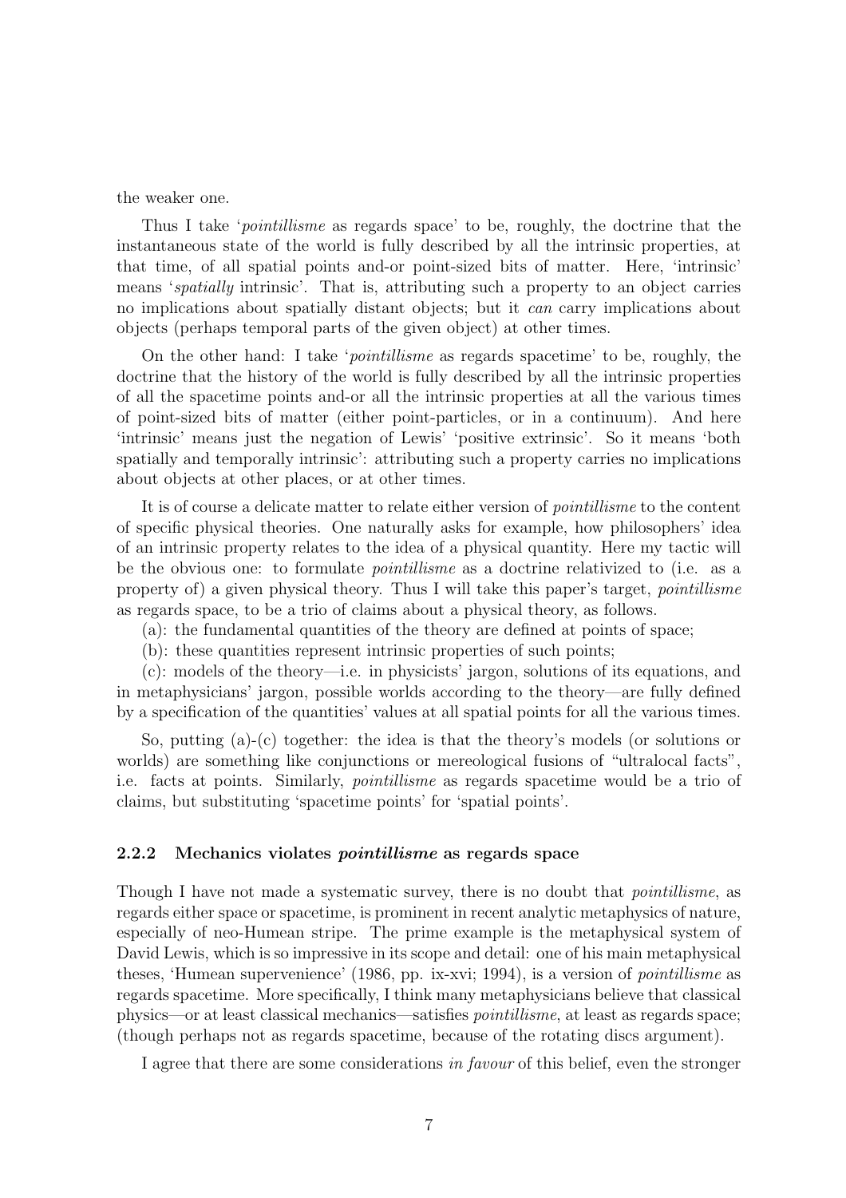the weaker one.

Thus I take '*pointillisme* as regards space' to be, roughly, the doctrine that the instantaneous state of the world is fully described by all the intrinsic properties, at that time, of all spatial points and-or point-sized bits of matter. Here, 'intrinsic' means '*spatially* intrinsic'. That is, attributing such a property to an object carries no implications about spatially distant objects; but it *can* carry implications about objects (perhaps temporal parts of the given object) at other times.

On the other hand: I take '*pointillisme* as regards spacetime' to be, roughly, the doctrine that the history of the world is fully described by all the intrinsic properties of all the spacetime points and-or all the intrinsic properties at all the various times of point-sized bits of matter (either point-particles, or in a continuum). And here 'intrinsic' means just the negation of Lewis' 'positive extrinsic'. So it means 'both spatially and temporally intrinsic': attributing such a property carries no implications about objects at other places, or at other times.

It is of course a delicate matter to relate either version of *pointillisme* to the content of specific physical theories. One naturally asks for example, how philosophers' idea of an intrinsic property relates to the idea of a physical quantity. Here my tactic will be the obvious one: to formulate *pointillisme* as a doctrine relativized to (i.e. as a property of) a given physical theory. Thus I will take this paper's target, *pointillisme* as regards space, to be a trio of claims about a physical theory, as follows.

(a): the fundamental quantities of the theory are defined at points of space;

(b): these quantities represent intrinsic properties of such points;

(c): models of the theory—i.e. in physicists' jargon, solutions of its equations, and in metaphysicians' jargon, possible worlds according to the theory—are fully defined by a specification of the quantities' values at all spatial points for all the various times.

So, putting (a)-(c) together: the idea is that the theory's models (or solutions or worlds) are something like conjunctions or mereological fusions of "ultralocal facts", i.e. facts at points. Similarly, *pointillisme* as regards spacetime would be a trio of claims, but substituting 'spacetime points' for 'spatial points'.

### 2.2.2 Mechanics violates *pointillisme* as regards space

Though I have not made a systematic survey, there is no doubt that *pointillisme*, as regards either space or spacetime, is prominent in recent analytic metaphysics of nature, especially of neo-Humean stripe. The prime example is the metaphysical system of David Lewis, which is so impressive in its scope and detail: one of his main metaphysical theses, 'Humean supervenience' (1986, pp. ix-xvi; 1994), is a version of *pointillisme* as regards spacetime. More specifically, I think many metaphysicians believe that classical physics—or at least classical mechanics—satisfies *pointillisme*, at least as regards space; (though perhaps not as regards spacetime, because of the rotating discs argument).

I agree that there are some considerations *in favour* of this belief, even the stronger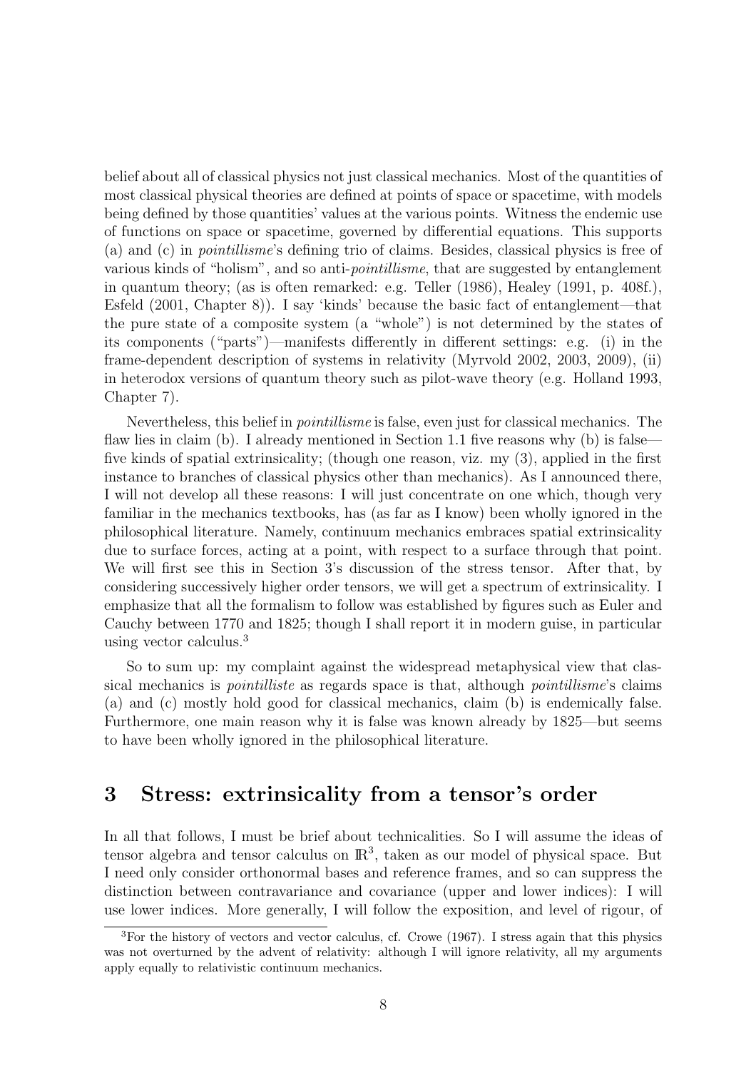belief about all of classical physics not just classical mechanics. Most of the quantities of most classical physical theories are defined at points of space or spacetime, with models being defined by those quantities' values at the various points. Witness the endemic use of functions on space or spacetime, governed by differential equations. This supports (a) and (c) in *pointillisme*'s defining trio of claims. Besides, classical physics is free of various kinds of "holism", and so anti-*pointillisme*, that are suggested by entanglement in quantum theory; (as is often remarked: e.g. Teller (1986), Healey (1991, p. 408f.), Esfeld (2001, Chapter 8)). I say 'kinds' because the basic fact of entanglement—that the pure state of a composite system (a "whole") is not determined by the states of its components ("parts")—manifests differently in different settings: e.g. (i) in the frame-dependent description of systems in relativity (Myrvold 2002, 2003, 2009), (ii) in heterodox versions of quantum theory such as pilot-wave theory (e.g. Holland 1993, Chapter 7).

Nevertheless, this belief in *pointillisme* is false, even just for classical mechanics. The flaw lies in claim (b). I already mentioned in Section 1.1 five reasons why (b) is false—five kinds of spatial extrinsicality; (though one reason, viz. my (3), applied in the first instance to branches of classical physics other than mechanics). As I announced there, I will not develop all these reasons: I will just concentrate on one which, though very familiar in the mechanics textbooks, has (as far as I know) been wholly ignored in the philosophical literature. Namely, continuum mechanics embraces spatial extrinsicality due to surface forces, acting at a point, with respect to a surface through that point. We will first see this in Section 3's discussion of the stress tensor. After that, by considering successively higher order tensors, we will get a spectrum of extrinsicality. I emphasize that all the formalism to follow was established by figures such as Euler and Cauchy between 1770 and 1825; though I shall report it in modern guise, in particular using vector calculus.[3]

So to sum up: my complaint against the widespread metaphysical view that classical mechanics is *pointilliste* as regards space is that, although *pointillisme*'s claims (a) and (c) mostly hold good for classical mechanics, claim (b) is endemically false. Furthermore, one main reason why it is false was known already by 1825—but seems to have been wholly ignored in the philosophical literature.

## 3 Stress: extrinsicality from a tensor's order

In all that follows, I must be brief about technicalities. So I will assume the ideas of tensor algebra and tensor calculus on $\mathbb{R}^3$, taken as our model of physical space. But I need only consider orthonormal bases and reference frames, and so can suppress the distinction between contravariance and covariance (upper and lower indices): I will use lower indices. More generally, I will follow the exposition, and level of rigour, of

[3] For the history of vectors and vector calculus, cf. Crowe (1967). I stress again that this physics was not overturned by the advent of relativity: although I will ignore relativity, all my arguments apply equally to relativistic continuum mechanics.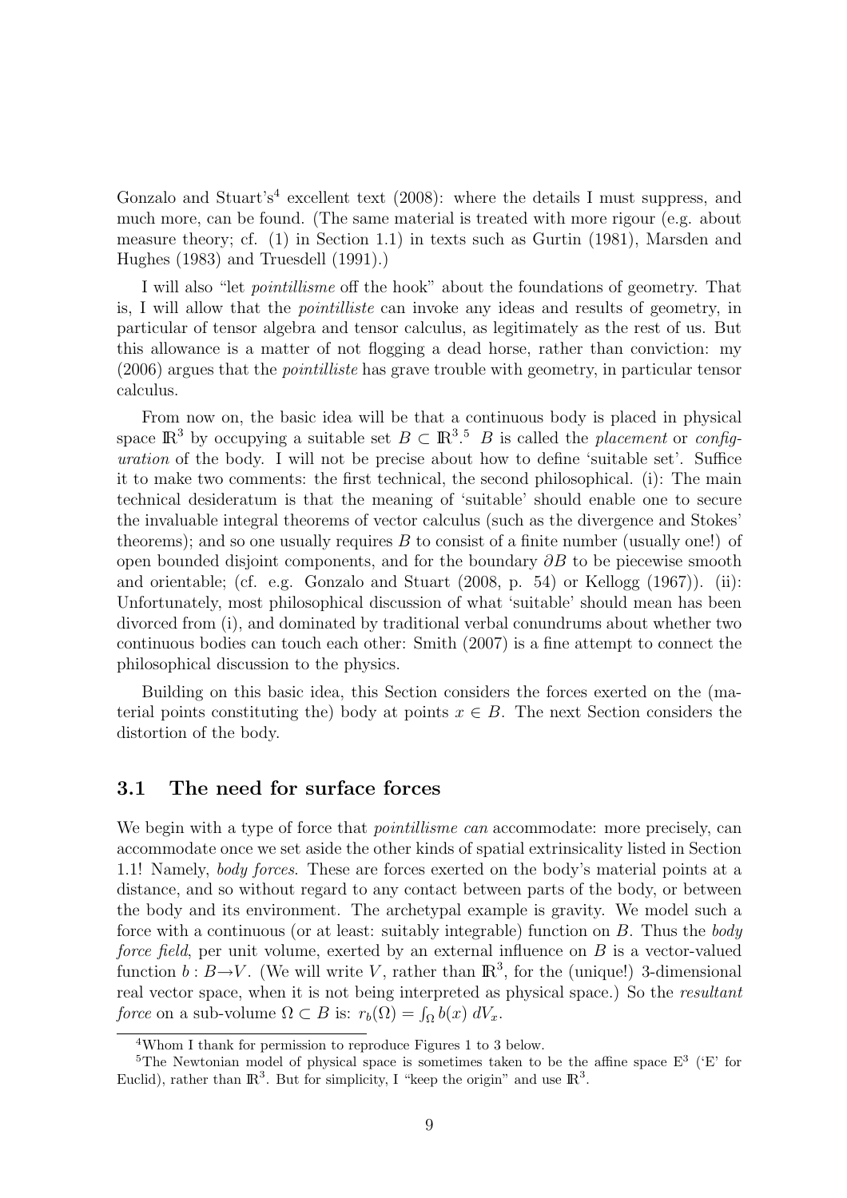Gonzalo and Stuart's[4] excellent text (2008): where the details I must suppress, and much more, can be found. (The same material is treated with more rigour (e.g. about measure theory; cf. (1) in Section 1.1) in texts such as Gurtin (1981), Marsden and Hughes (1983) and Truesdell (1991).)

I will also "let *pointillisme* off the hook" about the foundations of geometry. That is, I will allow that the *pointilliste* can invoke any ideas and results of geometry, in particular of tensor algebra and tensor calculus, as legitimately as the rest of us. But this allowance is a matter of not flogging a dead horse, rather than conviction: my (2006) argues that the *pointilliste* has grave trouble with geometry, in particular tensor calculus.

From now on, the basic idea will be that a continuous body is placed in physical space $\mathbb{R}^3$ by occupying a suitable set $B \subset \mathbb{R}^3$.[5] $B$ is called the *placement* or *configuration* of the body. I will not be precise about how to define 'suitable set'. Suffice it to make two comments: the first technical, the second philosophical. (i): The main technical desideratum is that the meaning of 'suitable' should enable one to secure the invaluable integral theorems of vector calculus (such as the divergence and Stokes' theorems); and so one usually requires $B$ to consist of a finite number (usually one!) of open bounded disjoint components, and for the boundary $\partial B$ to be piecewise smooth and orientable; (cf. e.g. Gonzalo and Stuart (2008, p. 54) or Kellogg (1967)). (ii): Unfortunately, most philosophical discussion of what 'suitable' should mean has been divorced from (i), and dominated by traditional verbal conundrums about whether two continuous bodies can touch each other: Smith (2007) is a fine attempt to connect the philosophical discussion to the physics.

Building on this basic idea, this Section considers the forces exerted on the (material points constituting the) body at points $x \in B$. The next Section considers the distortion of the body.

### 3.1 The need for surface forces

We begin with a type of force that *pointillisme can* accommodate: more precisely, can accommodate once we set aside the other kinds of spatial extrinsicality listed in Section 1.1! Namely, *body forces*. These are forces exerted on the body's material points at a distance, and so without regard to any contact between parts of the body, or between the body and its environment. The archetypal example is gravity. We model such a force with a continuous (or at least: suitably integrable) function on $B$. Thus the *body force field*, per unit volume, exerted by an external influence on $B$ is a vector-valued function $b : B \rightarrow V$. (We will write $V$, rather than $\mathbb{R}^3$, for the (unique!) 3-dimensional real vector space, when it is not being interpreted as physical space.) So the *resultant force* on a sub-volume $\Omega \subset B$ is: $r_b(\Omega) = \int_\Omega b(x)\, dV_x$.

[4] Whom I thank for permission to reproduce Figures 1 to 3 below.

[5] The Newtonian model of physical space is sometimes taken to be the affine space $\mathbb{E}^3$ ('E' for Euclid), rather than $\mathbb{R}^3$. But for simplicity, I "keep the origin" and use $\mathbb{R}^3$.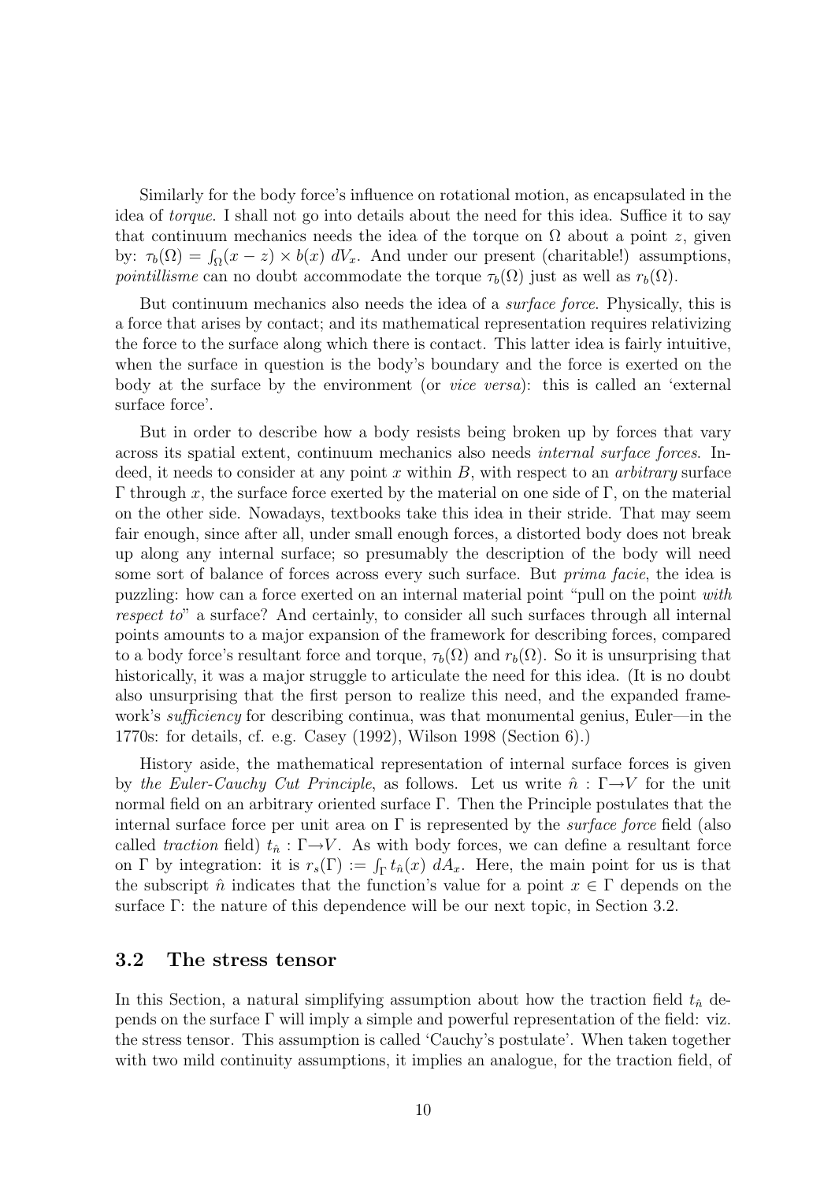Similarly for the body force's influence on rotational motion, as encapsulated in the idea of *torque*. I shall not go into details about the need for this idea. Suffice it to say that continuum mechanics needs the idea of the torque on $\Omega$ about a point $z$, given by: $\tau_b(\Omega) = \int_\Omega (x - z) \times b(x)\ dV_x$. And under our present (charitable!) assumptions, *pointillisme* can no doubt accommodate the torque $\tau_b(\Omega)$ just as well as $r_b(\Omega)$.

But continuum mechanics also needs the idea of a *surface force*. Physically, this is a force that arises by contact; and its mathematical representation requires relativizing the force to the surface along which there is contact. This latter idea is fairly intuitive, when the surface in question is the body's boundary and the force is exerted on the body at the surface by the environment (or *vice versa*): this is called an 'external surface force'.

But in order to describe how a body resists being broken up by forces that vary across its spatial extent, continuum mechanics also needs *internal surface forces*. Indeed, it needs to consider at any point $x$ within $B$, with respect to an *arbitrary* surface $\Gamma$ through $x$, the surface force exerted by the material on one side of $\Gamma$, on the material on the other side. Nowadays, textbooks take this idea in their stride. That may seem fair enough, since after all, under small enough forces, a distorted body does not break up along any internal surface; so presumably the description of the body will need some sort of balance of forces across every such surface. But *prima facie*, the idea is puzzling: how can a force exerted on an internal material point "pull on the point *with respect to*" a surface? And certainly, to consider all such surfaces through all internal points amounts to a major expansion of the framework for describing forces, compared to a body force's resultant force and torque, $\tau_b(\Omega)$ and $r_b(\Omega)$. So it is unsurprising that historically, it was a major struggle to articulate the need for this idea. (It is no doubt also unsurprising that the first person to realize this need, and the expanded framework's *sufficiency* for describing continua, was that monumental genius, Euler—in the 1770s: for details, cf. e.g. Casey (1992), Wilson 1998 (Section 6).)

History aside, the mathematical representation of internal surface forces is given by *the Euler-Cauchy Cut Principle*, as follows. Let us write $\hat{n} : \Gamma \to V$ for the unit normal field on an arbitrary oriented surface $\Gamma$. Then the Principle postulates that the internal surface force per unit area on $\Gamma$ is represented by the *surface force* field (also called *traction* field) $t_{\hat{n}} : \Gamma \to V$. As with body forces, we can define a resultant force on $\Gamma$ by integration: it is $r_s(\Gamma) := \int_\Gamma t_{\hat{n}}(x)\ dA_x$. Here, the main point for us is that the subscript $\hat{n}$ indicates that the function's value for a point $x \in \Gamma$ depends on the surface $\Gamma$: the nature of this dependence will be our next topic, in Section 3.2.

### 3.2 The stress tensor

In this Section, a natural simplifying assumption about how the traction field $t_{\hat{n}}$ depends on the surface $\Gamma$ will imply a simple and powerful representation of the field: viz. the stress tensor. This assumption is called 'Cauchy's postulate'. When taken together with two mild continuity assumptions, it implies an analogue, for the traction field, of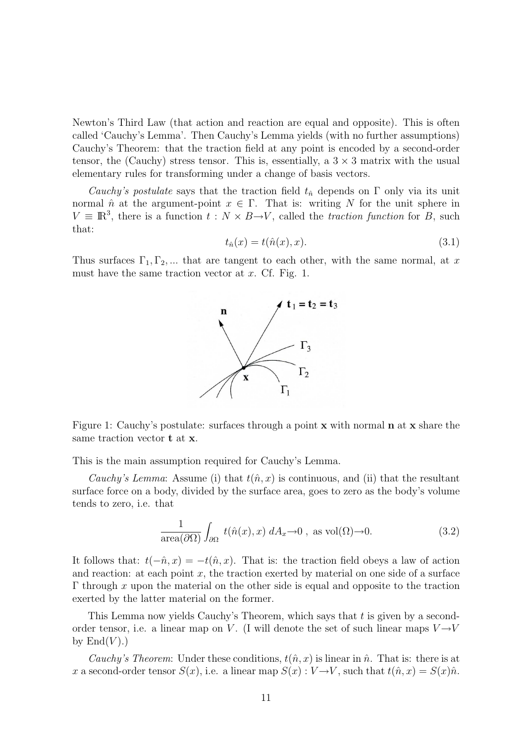Newton's Third Law (that action and reaction are equal and opposite). This is often called 'Cauchy's Lemma'. Then Cauchy's Lemma yields (with no further assumptions) Cauchy's Theorem: that the traction field at any point is encoded by a second-order tensor, the (Cauchy) stress tensor. This is, essentially, a $3 \times 3$ matrix with the usual elementary rules for transforming under a change of basis vectors.

*Cauchy's postulate* says that the traction field $t_{\hat{n}}$ depends on $\Gamma$ only via its unit normal $\hat{n}$ at the argument-point $x \in \Gamma$. That is: writing $N$ for the unit sphere in $V \equiv \mathbb{R}^3$, there is a function $t : N \times B \rightarrow V$, called the *traction function* for $B$, such that:

$$t_{\hat{n}}(x) = t(\hat{n}(x), x). \tag{3.1}$$

Thus surfaces $\Gamma_1, \Gamma_2, ...$ that are tangent to each other, with the same normal, at $x$ must have the same traction vector at $x$. Cf. Fig. 1.

Figure 1: Cauchy's postulate: surfaces through a point **x** with normal **n** at **x** share the same traction vector **t** at **x**.

This is the main assumption required for Cauchy's Lemma.

*Cauchy's Lemma*: Assume (i) that $t(\hat{n}, x)$ is continuous, and (ii) that the resultant surface force on a body, divided by the surface area, goes to zero as the body's volume tends to zero, i.e. that

$$\frac{1}{\text{area}(\partial\Omega)} \int_{\partial\Omega} t(\hat{n}(x), x) \, dA_x \rightarrow 0 \text{ , as vol}(\Omega) \rightarrow 0. \tag{3.2}$$

It follows that: $t(-\hat{n}, x) = -t(\hat{n}, x)$. That is: the traction field obeys a law of action and reaction: at each point $x$, the traction exerted by material on one side of a surface $\Gamma$ through $x$ upon the material on the other side is equal and opposite to the traction exerted by the latter material on the former.

This Lemma now yields Cauchy's Theorem, which says that $t$ is given by a second-order tensor, i.e. a linear map on $V$. (I will denote the set of such linear maps $V \rightarrow V$ by $\text{End}(V)$.)

*Cauchy's Theorem*: Under these conditions, $t(\hat{n}, x)$ is linear in $\hat{n}$. That is: there is at $x$ a second-order tensor $S(x)$, i.e. a linear map $S(x) : V \rightarrow V$, such that $t(\hat{n}, x) = S(x)\hat{n}$.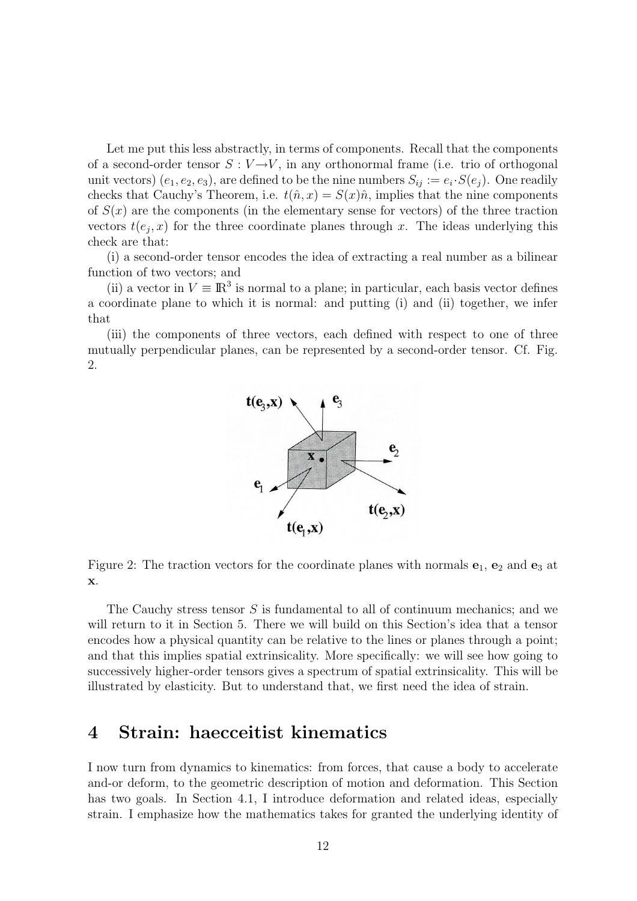Let me put this less abstractly, in terms of components. Recall that the components of a second-order tensor $S : V \to V$, in any orthonormal frame (i.e. trio of orthogonal unit vectors) $(e_1, e_2, e_3)$, are defined to be the nine numbers $S_{ij} := e_i \cdot S(e_j)$. One readily checks that Cauchy's Theorem, i.e. $t(\hat{n}, x) = S(x)\hat{n}$, implies that the nine components of $S(x)$ are the components (in the elementary sense for vectors) of the three traction vectors $t(e_j, x)$ for the three coordinate planes through $x$. The ideas underlying this check are that:

(i) a second-order tensor encodes the idea of extracting a real number as a bilinear function of two vectors; and

(ii) a vector in $V \equiv \mathbb{R}^3$ is normal to a plane; in particular, each basis vector defines a coordinate plane to which it is normal: and putting (i) and (ii) together, we infer that

(iii) the components of three vectors, each defined with respect to one of three mutually perpendicular planes, can be represented by a second-order tensor. Cf. Fig. 2.

Figure 2: The traction vectors for the coordinate planes with normals $\mathbf{e}_1$, $\mathbf{e}_2$ and $\mathbf{e}_3$ at $\mathbf{x}$.

The Cauchy stress tensor $S$ is fundamental to all of continuum mechanics; and we will return to it in Section 5. There we will build on this Section's idea that a tensor encodes how a physical quantity can be relative to the lines or planes through a point; and that this implies spatial extrinsicality. More specifically: we will see how going to successively higher-order tensors gives a spectrum of spatial extrinsicality. This will be illustrated by elasticity. But to understand that, we first need the idea of strain.

# 4 Strain: haecceitist kinematics

I now turn from dynamics to kinematics: from forces, that cause a body to accelerate and-or deform, to the geometric description of motion and deformation. This Section has two goals. In Section 4.1, I introduce deformation and related ideas, especially strain. I emphasize how the mathematics takes for granted the underlying identity of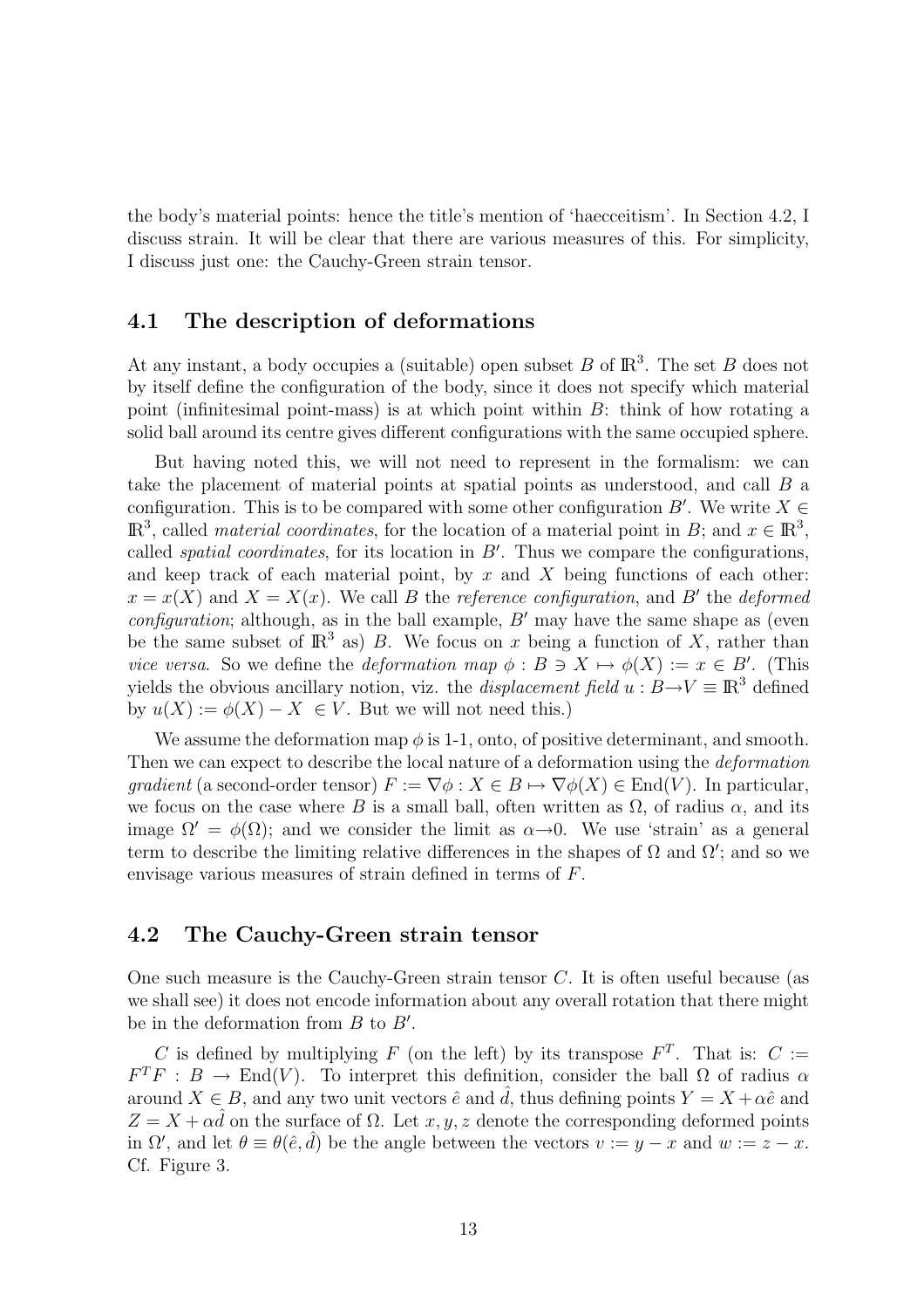the body's material points: hence the title's mention of 'haecceitism'. In Section 4.2, I discuss strain. It will be clear that there are various measures of this. For simplicity, I discuss just one: the Cauchy-Green strain tensor.

## 4.1 The description of deformations

At any instant, a body occupies a (suitable) open subset $B$ of $\mathbb{R}^3$. The set $B$ does not by itself define the configuration of the body, since it does not specify which material point (infinitesimal point-mass) is at which point within $B$: think of how rotating a solid ball around its centre gives different configurations with the same occupied sphere.

But having noted this, we will not need to represent in the formalism: we can take the placement of material points at spatial points as understood, and call $B$ a configuration. This is to be compared with some other configuration $B'$. We write $X \in \mathbb{R}^3$, called *material coordinates*, for the location of a material point in $B$; and $x \in \mathbb{R}^3$, called *spatial coordinates*, for its location in $B'$. Thus we compare the configurations, and keep track of each material point, by $x$ and $X$ being functions of each other: $x = x(X)$ and $X = X(x)$. We call $B$ the *reference configuration*, and $B'$ the *deformed configuration*; although, as in the ball example, $B'$ may have the same shape as (even be the same subset of $\mathbb{R}^3$ as) $B$. We focus on $x$ being a function of $X$, rather than *vice versa*. So we define the *deformation map* $\phi : B \ni X \mapsto \phi(X) := x \in B'$. (This yields the obvious ancillary notion, viz. the *displacement field* $u : B \to V \equiv \mathbb{R}^3$ defined by $u(X) := \phi(X) - X \ \in V$. But we will not need this.)

We assume the deformation map $\phi$ is 1-1, onto, of positive determinant, and smooth. Then we can expect to describe the local nature of a deformation using the *deformation gradient* (a second-order tensor) $F := \nabla\phi : X \in B \mapsto \nabla\phi(X) \in \mathrm{End}(V)$. In particular, we focus on the case where $B$ is a small ball, often written as $\Omega$, of radius $\alpha$, and its image $\Omega' = \phi(\Omega)$; and we consider the limit as $\alpha \to 0$. We use 'strain' as a general term to describe the limiting relative differences in the shapes of $\Omega$ and $\Omega'$; and so we envisage various measures of strain defined in terms of $F$.

## 4.2 The Cauchy-Green strain tensor

One such measure is the Cauchy-Green strain tensor $C$. It is often useful because (as we shall see) it does not encode information about any overall rotation that there might be in the deformation from $B$ to $B'$.

$C$ is defined by multiplying $F$ (on the left) by its transpose $F^T$. That is: $C := F^T F : B \to \mathrm{End}(V)$. To interpret this definition, consider the ball $\Omega$ of radius $\alpha$ around $X \in B$, and any two unit vectors $\hat{e}$ and $\hat{d}$, thus defining points $Y = X + \alpha\hat{e}$ and $Z = X + \alpha\hat{d}$ on the surface of $\Omega$. Let $x, y, z$ denote the corresponding deformed points in $\Omega'$, and let $\theta \equiv \theta(\hat{e}, \hat{d})$ be the angle between the vectors $v := y - x$ and $w := z - x$. Cf. Figure 3.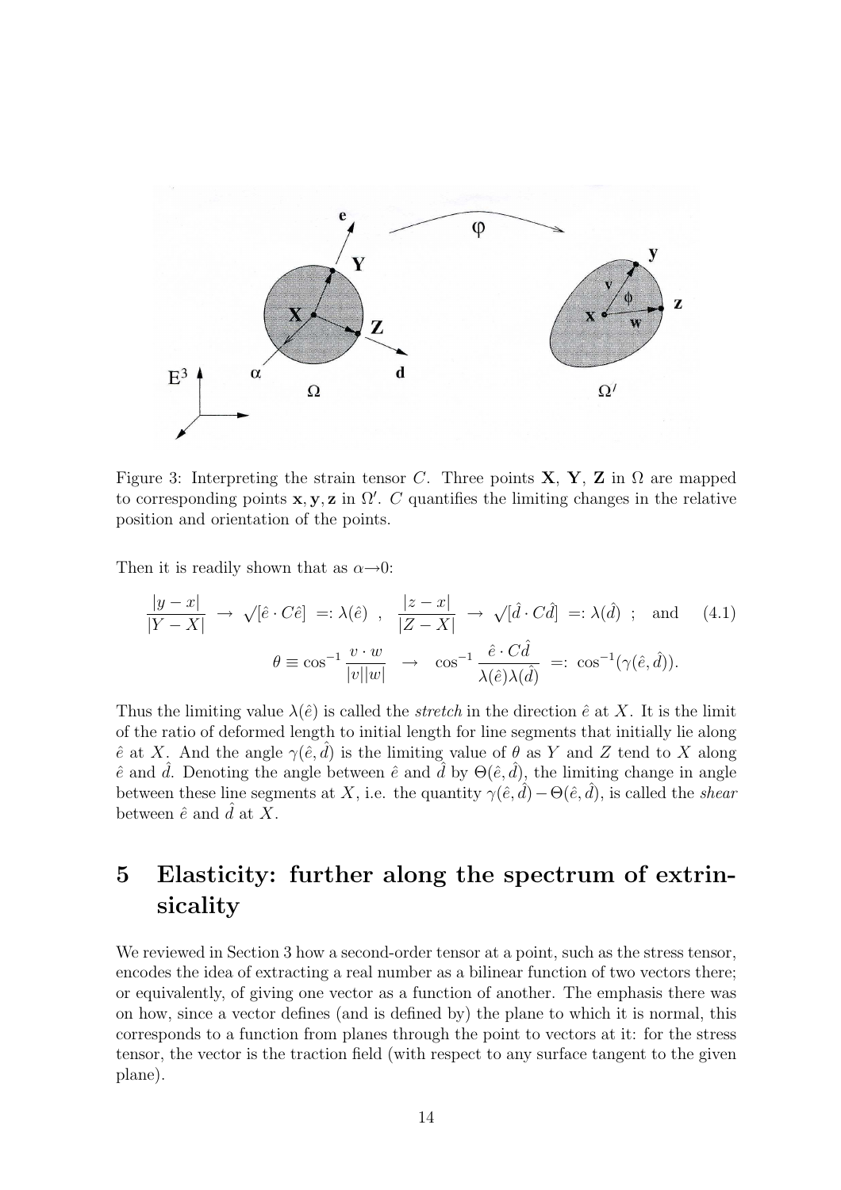Figure 3: Interpreting the strain tensor $C$. Three points $\mathbf{X}$, $\mathbf{Y}$, $\mathbf{Z}$ in $\Omega$ are mapped to corresponding points $\mathbf{x}, \mathbf{y}, \mathbf{z}$ in $\Omega'$. $C$ quantifies the limiting changes in the relative position and orientation of the points.

Then it is readily shown that as $\alpha \rightarrow 0$:

$$\frac{|y-x|}{|Y-X|} \;\rightarrow\; \sqrt{[\hat{e} \cdot C\hat{e}]} \;=: \lambda(\hat{e}) \;\;,\;\; \frac{|z-x|}{|Z-X|} \;\rightarrow\; \sqrt{[\hat{d} \cdot C\hat{d}]} \;=: \lambda(\hat{d}) \;\;; \;\;\text{and} \qquad (4.1)$$

$$\theta \equiv \cos^{-1} \frac{v \cdot w}{|v||w|} \;\;\rightarrow\;\; \cos^{-1} \frac{\hat{e} \cdot C\hat{d}}{\lambda(\hat{e})\lambda(\hat{d})} \;\;=: \cos^{-1}(\gamma(\hat{e}, \hat{d})).$$

Thus the limiting value $\lambda(\hat{e})$ is called the *stretch* in the direction $\hat{e}$ at $X$. It is the limit of the ratio of deformed length to initial length for line segments that initially lie along $\hat{e}$ at $X$. And the angle $\gamma(\hat{e}, \hat{d})$ is the limiting value of $\theta$ as $Y$ and $Z$ tend to $X$ along $\hat{e}$ and $\hat{d}$. Denoting the angle between $\hat{e}$ and $\hat{d}$ by $\Theta(\hat{e}, \hat{d})$, the limiting change in angle between these line segments at $X$, i.e. the quantity $\gamma(\hat{e}, \hat{d}) - \Theta(\hat{e}, \hat{d})$, is called the *shear* between $\hat{e}$ and $\hat{d}$ at $X$.

# 5 Elasticity: further along the spectrum of extrinsicality

We reviewed in Section 3 how a second-order tensor at a point, such as the stress tensor, encodes the idea of extracting a real number as a bilinear function of two vectors there; or equivalently, of giving one vector as a function of another. The emphasis there was on how, since a vector defines (and is defined by) the plane to which it is normal, this corresponds to a function from planes through the point to vectors at it: for the stress tensor, the vector is the traction field (with respect to any surface tangent to the given plane).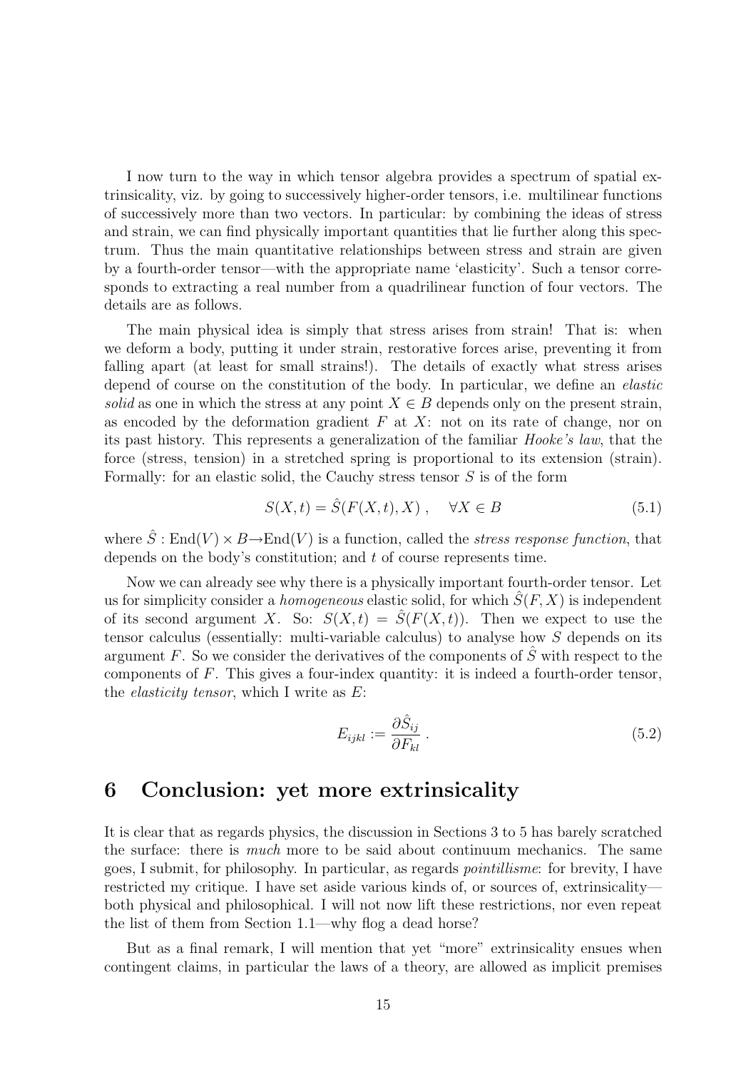I now turn to the way in which tensor algebra provides a spectrum of spatial extrinsicality, viz. by going to successively higher-order tensors, i.e. multilinear functions of successively more than two vectors. In particular: by combining the ideas of stress and strain, we can find physically important quantities that lie further along this spectrum. Thus the main quantitative relationships between stress and strain are given by a fourth-order tensor—with the appropriate name 'elasticity'. Such a tensor corresponds to extracting a real number from a quadrilinear function of four vectors. The details are as follows.

The main physical idea is simply that stress arises from strain! That is: when we deform a body, putting it under strain, restorative forces arise, preventing it from falling apart (at least for small strains!). The details of exactly what stress arises depend of course on the constitution of the body. In particular, we define an *elastic solid* as one in which the stress at any point $X \in B$ depends only on the present strain, as encoded by the deformation gradient $F$ at $X$: not on its rate of change, nor on its past history. This represents a generalization of the familiar *Hooke's law*, that the force (stress, tension) in a stretched spring is proportional to its extension (strain). Formally: for an elastic solid, the Cauchy stress tensor $S$ is of the form

$$S(X,t) = \hat{S}(F(X,t), X) \ , \quad \forall X \in B \tag{5.1}$$

where $\hat{S} : \mathrm{End}(V) \times B \rightarrow \mathrm{End}(V)$ is a function, called the *stress response function*, that depends on the body's constitution; and $t$ of course represents time.

Now we can already see why there is a physically important fourth-order tensor. Let us for simplicity consider a *homogeneous* elastic solid, for which $\hat{S}(F, X)$ is independent of its second argument $X$. So: $S(X,t) = \hat{S}(F(X,t))$. Then we expect to use the tensor calculus (essentially: multi-variable calculus) to analyse how $S$ depends on its argument $F$. So we consider the derivatives of the components of $\hat{S}$ with respect to the components of $F$. This gives a four-index quantity: it is indeed a fourth-order tensor, the *elasticity tensor*, which I write as $E$:

$$E_{ijkl} := \frac{\partial \hat{S}_{ij}}{\partial F_{kl}} \ . \tag{5.2}$$

# 6 Conclusion: yet more extrinsicality

It is clear that as regards physics, the discussion in Sections 3 to 5 has barely scratched the surface: there is *much* more to be said about continuum mechanics. The same goes, I submit, for philosophy. In particular, as regards *pointillisme*: for brevity, I have restricted my critique. I have set aside various kinds of, or sources of, extrinsicality—both physical and philosophical. I will not now lift these restrictions, nor even repeat the list of them from Section 1.1—why flog a dead horse?

But as a final remark, I will mention that yet "more" extrinsicality ensues when contingent claims, in particular the laws of a theory, are allowed as implicit premises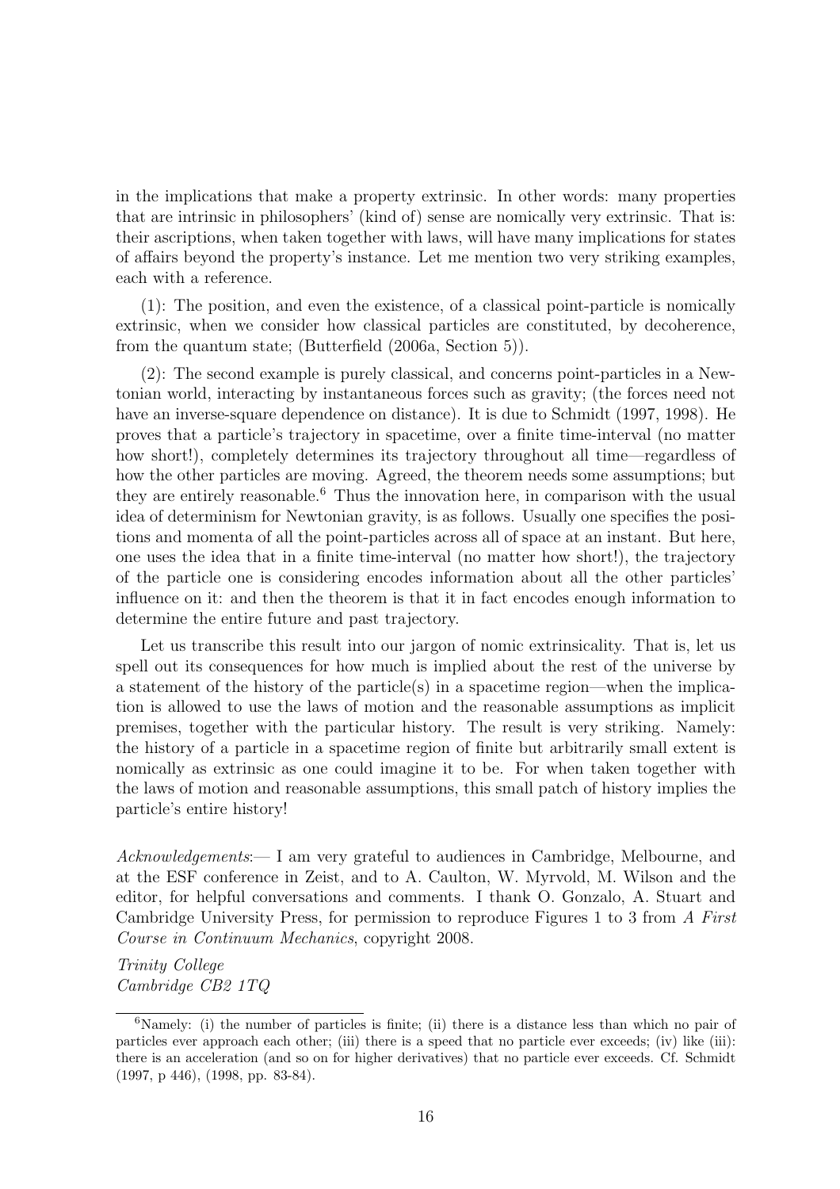in the implications that make a property extrinsic. In other words: many properties that are intrinsic in philosophers' (kind of) sense are nomically very extrinsic. That is: their ascriptions, when taken together with laws, will have many implications for states of affairs beyond the property's instance. Let me mention two very striking examples, each with a reference.

(1): The position, and even the existence, of a classical point-particle is nomically extrinsic, when we consider how classical particles are constituted, by decoherence, from the quantum state; (Butterfield (2006a, Section 5)).

(2): The second example is purely classical, and concerns point-particles in a Newtonian world, interacting by instantaneous forces such as gravity; (the forces need not have an inverse-square dependence on distance). It is due to Schmidt (1997, 1998). He proves that a particle's trajectory in spacetime, over a finite time-interval (no matter how short!), completely determines its trajectory throughout all time—regardless of how the other particles are moving. Agreed, the theorem needs some assumptions; but they are entirely reasonable.[6] Thus the innovation here, in comparison with the usual idea of determinism for Newtonian gravity, is as follows. Usually one specifies the positions and momenta of all the point-particles across all of space at an instant. But here, one uses the idea that in a finite time-interval (no matter how short!), the trajectory of the particle one is considering encodes information about all the other particles' influence on it: and then the theorem is that it in fact encodes enough information to determine the entire future and past trajectory.

Let us transcribe this result into our jargon of nomic extrinsicality. That is, let us spell out its consequences for how much is implied about the rest of the universe by a statement of the history of the particle(s) in a spacetime region—when the implication is allowed to use the laws of motion and the reasonable assumptions as implicit premises, together with the particular history. The result is very striking. Namely: the history of a particle in a spacetime region of finite but arbitrarily small extent is nomically as extrinsic as one could imagine it to be. For when taken together with the laws of motion and reasonable assumptions, this small patch of history implies the particle's entire history!

*Acknowledgements*:— I am very grateful to audiences in Cambridge, Melbourne, and at the ESF conference in Zeist, and to A. Caulton, W. Myrvold, M. Wilson and the editor, for helpful conversations and comments. I thank O. Gonzalo, A. Stuart and Cambridge University Press, for permission to reproduce Figures 1 to 3 from *A First Course in Continuum Mechanics*, copyright 2008.

*Trinity College*
*Cambridge CB2 1TQ*

[6]Namely: (i) the number of particles is finite; (ii) there is a distance less than which no pair of particles ever approach each other; (iii) there is a speed that no particle ever exceeds; (iv) like (iii): there is an acceleration (and so on for higher derivatives) that no particle ever exceeds. Cf. Schmidt (1997, p 446), (1998, pp. 83-84).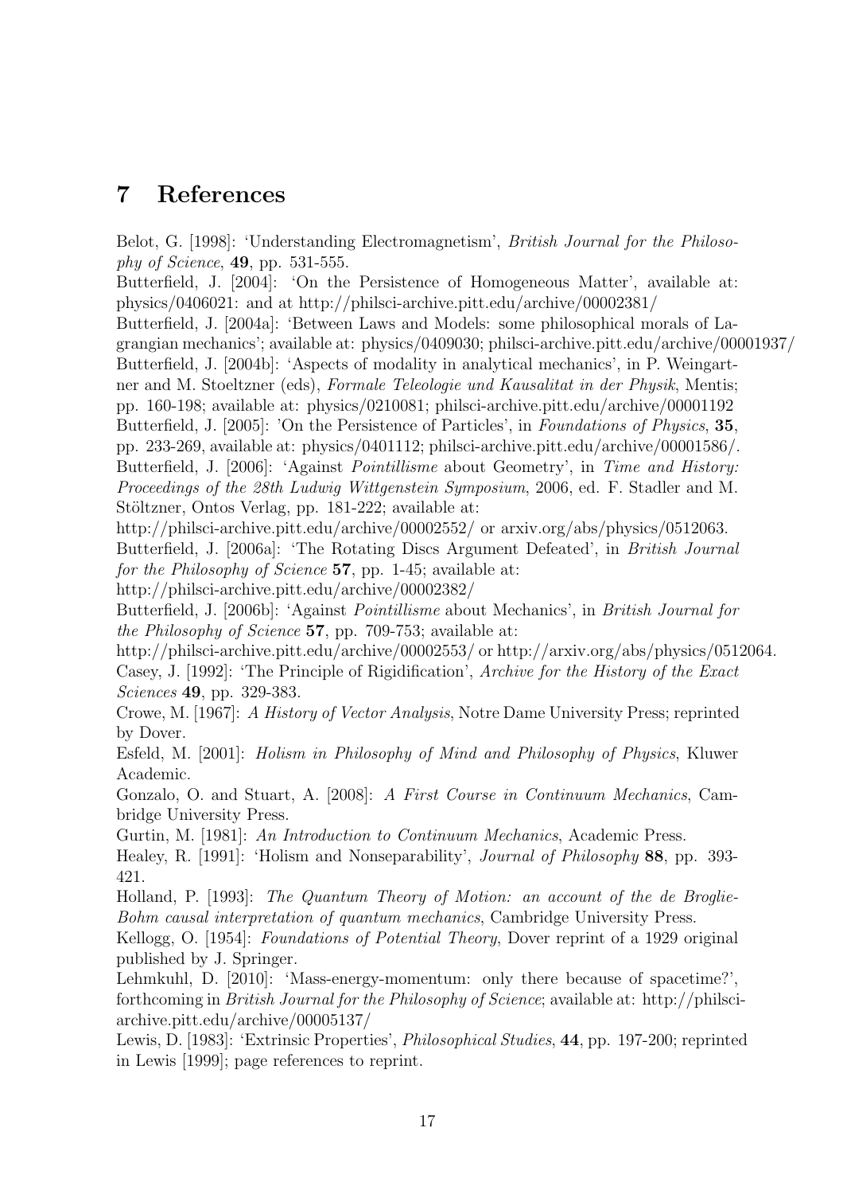# 7 References

Belot, G. [1998]: 'Understanding Electromagnetism', *British Journal for the Philosophy of Science*, **49**, pp. 531-555.

Butterfield, J. [2004]: 'On the Persistence of Homogeneous Matter', available at: physics/0406021: and at http://philsci-archive.pitt.edu/archive/00002381/

Butterfield, J. [2004a]: 'Between Laws and Models: some philosophical morals of Lagrangian mechanics'; available at: physics/0409030; philsci-archive.pitt.edu/archive/00001937/

Butterfield, J. [2004b]: 'Aspects of modality in analytical mechanics', in P. Weingartner and M. Stoeltzner (eds), *Formale Teleologie und Kausalitat in der Physik*, Mentis; pp. 160-198; available at: physics/0210081; philsci-archive.pitt.edu/archive/00001192

Butterfield, J. [2005]: 'On the Persistence of Particles', in *Foundations of Physics*, **35**, pp. 233-269, available at: physics/0401112; philsci-archive.pitt.edu/archive/00001586/.

Butterfield, J. [2006]: 'Against *Pointillisme* about Geometry', in *Time and History: Proceedings of the 28th Ludwig Wittgenstein Symposium*, 2006, ed. F. Stadler and M. Stöltzner, Ontos Verlag, pp. 181-222; available at:
http://philsci-archive.pitt.edu/archive/00002552/ or arxiv.org/abs/physics/0512063.

Butterfield, J. [2006a]: 'The Rotating Discs Argument Defeated', in *British Journal for the Philosophy of Science* **57**, pp. 1-45; available at:
http://philsci-archive.pitt.edu/archive/00002382/

Butterfield, J. [2006b]: 'Against *Pointillisme* about Mechanics', in *British Journal for the Philosophy of Science* **57**, pp. 709-753; available at:
http://philsci-archive.pitt.edu/archive/00002553/ or http://arxiv.org/abs/physics/0512064.

Casey, J. [1992]: 'The Principle of Rigidification', *Archive for the History of the Exact Sciences* **49**, pp. 329-383.

Crowe, M. [1967]: *A History of Vector Analysis*, Notre Dame University Press; reprinted by Dover.

Esfeld, M. [2001]: *Holism in Philosophy of Mind and Philosophy of Physics*, Kluwer Academic.

Gonzalo, O. and Stuart, A. [2008]: *A First Course in Continuum Mechanics*, Cambridge University Press.

Gurtin, M. [1981]: *An Introduction to Continuum Mechanics*, Academic Press.

Healey, R. [1991]: 'Holism and Nonseparability', *Journal of Philosophy* **88**, pp. 393-421.

Holland, P. [1993]: *The Quantum Theory of Motion: an account of the de Broglie-Bohm causal interpretation of quantum mechanics*, Cambridge University Press.

Kellogg, O. [1954]: *Foundations of Potential Theory*, Dover reprint of a 1929 original published by J. Springer.

Lehmkuhl, D. [2010]: 'Mass-energy-momentum: only there because of spacetime?', forthcoming in *British Journal for the Philosophy of Science*; available at: http://philsci-archive.pitt.edu/archive/00005137/

Lewis, D. [1983]: 'Extrinsic Properties', *Philosophical Studies*, **44**, pp. 197-200; reprinted in Lewis [1999]; page references to reprint.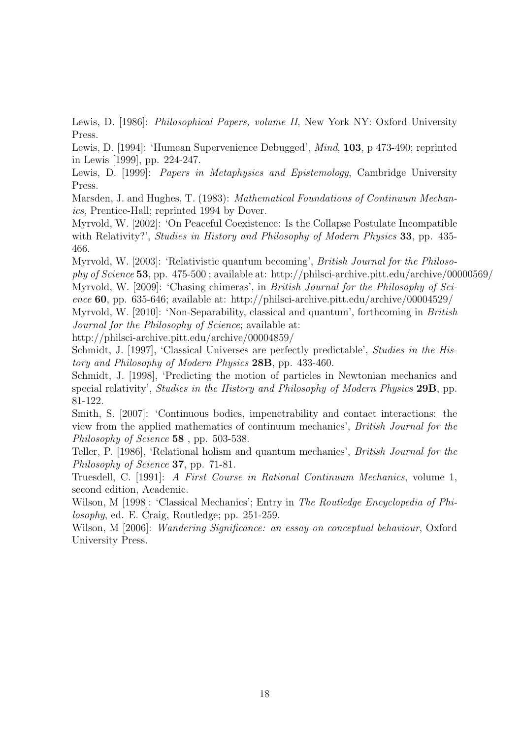Lewis, D. [1986]: *Philosophical Papers, volume II*, New York NY: Oxford University Press.

Lewis, D. [1994]: 'Humean Supervenience Debugged', *Mind*, **103**, p 473-490; reprinted in Lewis [1999], pp. 224-247.

Lewis, D. [1999]: *Papers in Metaphysics and Epistemology*, Cambridge University Press.

Marsden, J. and Hughes, T. (1983): *Mathematical Foundations of Continuum Mechanics*, Prentice-Hall; reprinted 1994 by Dover.

Myrvold, W. [2002]: 'On Peaceful Coexistence: Is the Collapse Postulate Incompatible with Relativity?', *Studies in History and Philosophy of Modern Physics* **33**, pp. 435-466.

Myrvold, W. [2003]: 'Relativistic quantum becoming', *British Journal for the Philosophy of Science* **53**, pp. 475-500 ; available at: http://philsci-archive.pitt.edu/archive/00000569/

Myrvold, W. [2009]: 'Chasing chimeras', in *British Journal for the Philosophy of Science* **60**, pp. 635-646; available at: http://philsci-archive.pitt.edu/archive/00004529/

Myrvold, W. [2010]: 'Non-Separability, classical and quantum', forthcoming in *British Journal for the Philosophy of Science*; available at: http://philsci-archive.pitt.edu/archive/00004859/

Schmidt, J. [1997], 'Classical Universes are perfectly predictable', *Studies in the History and Philosophy of Modern Physics* **28B**, pp. 433-460.

Schmidt, J. [1998], 'Predicting the motion of particles in Newtonian mechanics and special relativity', *Studies in the History and Philosophy of Modern Physics* **29B**, pp. 81-122.

Smith, S. [2007]: 'Continuous bodies, impenetrability and contact interactions: the view from the applied mathematics of continuum mechanics', *British Journal for the Philosophy of Science* **58** , pp. 503-538.

Teller, P. [1986], 'Relational holism and quantum mechanics', *British Journal for the Philosophy of Science* **37**, pp. 71-81.

Truesdell, C. [1991]: *A First Course in Rational Continuum Mechanics*, volume 1, second edition, Academic.

Wilson, M [1998]: 'Classical Mechanics'; Entry in *The Routledge Encyclopedia of Philosophy*, ed. E. Craig, Routledge; pp. 251-259.

Wilson, M [2006]: *Wandering Significance: an essay on conceptual behaviour*, Oxford University Press.